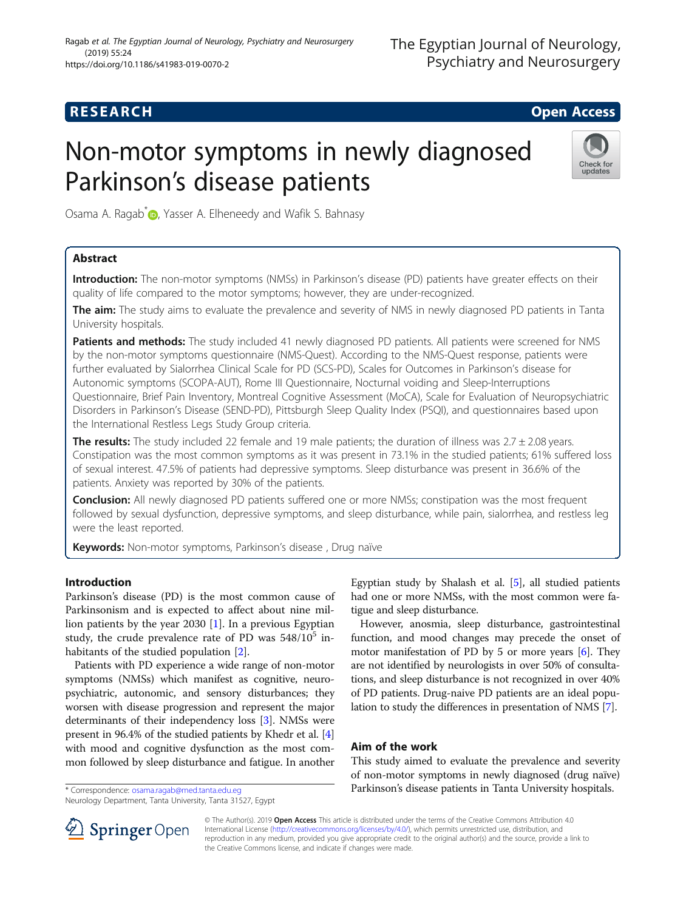RESEARCH Open Access

# Non-motor symptoms in newly diagnosed Parkinson's disease patients

Osama A. Ragab*, Yasser A. Elheneedy and Wafik S. Bahnasy

## Abstract

**Introduction:** The non-motor symptoms (NMSs) in Parkinson's disease (PD) patients have greater effects on their quality of life compared to the motor symptoms; however, they are under-recognized.

**The aim:** The study aims to evaluate the prevalence and severity of NMS in newly diagnosed PD patients in Tanta University hospitals.

**Patients and methods:** The study included 41 newly diagnosed PD patients. All patients were screened for NMS by the non-motor symptoms questionnaire (NMS-Quest). According to the NMS-Quest response, patients were further evaluated by Sialorrhea Clinical Scale for PD (SCS-PD), Scales for Outcomes in Parkinson's disease for Autonomic symptoms (SCOPA-AUT), Rome III Questionnaire, Nocturnal voiding and Sleep-Interruptions Questionnaire, Brief Pain Inventory, Montreal Cognitive Assessment (MoCA), Scale for Evaluation of Neuropsychiatric Disorders in Parkinson's Disease (SEND-PD), Pittsburgh Sleep Quality Index (PSQI), and questionnaires based upon the International Restless Legs Study Group criteria.

**The results:** The study included 22 female and 19 male patients; the duration of illness was 2.7 ± 2.08 years. Constipation was the most common symptoms as it was present in 73.1% in the studied patients; 61% suffered loss of sexual interest. 47.5% of patients had depressive symptoms. Sleep disturbance was present in 36.6% of the patients. Anxiety was reported by 30% of the patients.

**Conclusion:** All newly diagnosed PD patients suffered one or more NMSs; constipation was the most frequent followed by sexual dysfunction, depressive symptoms, and sleep disturbance, while pain, sialorrhea, and restless leg were the least reported.

**Keywords:** Non-motor symptoms, Parkinson's disease , Drug naïve

## Introduction

Parkinson's disease (PD) is the most common cause of Parkinsonism and is expected to affect about nine million patients by the year 2030 [1]. In a previous Egyptian study, the crude prevalence rate of PD was $548/10^5$ inhabitants of the studied population [2].

Patients with PD experience a wide range of non-motor symptoms (NMSs) which manifest as cognitive, neuropsychiatric, autonomic, and sensory disturbances; they worsen with disease progression and represent the major determinants of their independency loss [3]. NMSs were present in 96.4% of the studied patients by Khedr et al. [4] with mood and cognitive dysfunction as the most common followed by sleep disturbance and fatigue. In another Egyptian study by Shalash et al. [5], all studied patients had one or more NMSs, with the most common were fatigue and sleep disturbance.

However, anosmia, sleep disturbance, gastrointestinal function, and mood changes may precede the onset of motor manifestation of PD by 5 or more years [6]. They are not identified by neurologists in over 50% of consultations, and sleep disturbance is not recognized in over 40% of PD patients. Drug-naive PD patients are an ideal population to study the differences in presentation of NMS [7].

## Aim of the work

This study aimed to evaluate the prevalence and severity of non-motor symptoms in newly diagnosed (drug naïve) Parkinson's disease patients in Tanta University hospitals.

* Correspondence: osama.ragab@med.tanta.edu.eg
Neurology Department, Tanta University, Tanta 31527, Egypt

© The Author(s). 2019 **Open Access** This article is distributed under the terms of the Creative Commons Attribution 4.0 International License (http://creativecommons.org/licenses/by/4.0/), which permits unrestricted use, distribution, and reproduction in any medium, provided you give appropriate credit to the original author(s) and the source, provide a link to the Creative Commons license, and indicate if changes were made.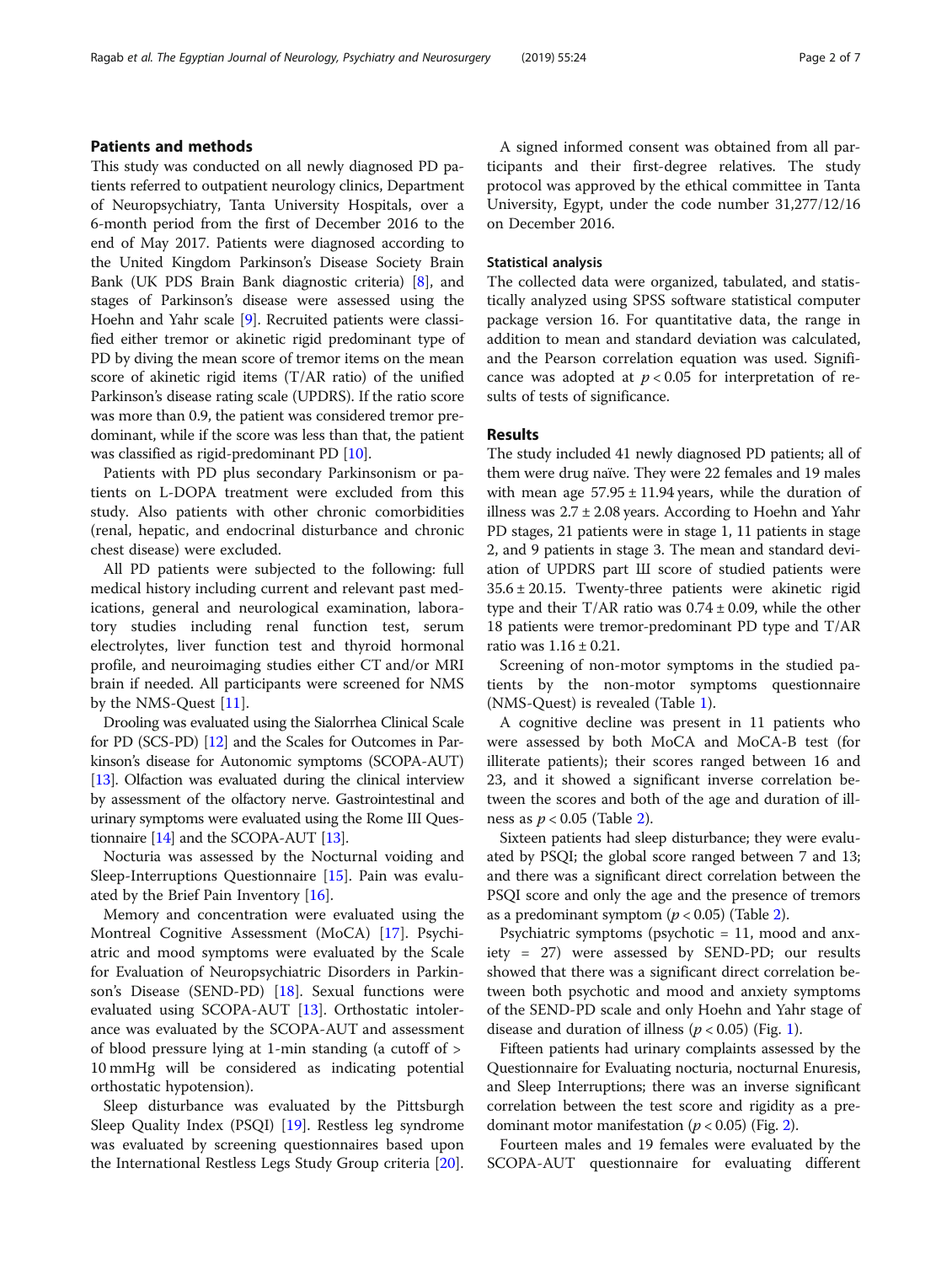## Patients and methods

This study was conducted on all newly diagnosed PD patients referred to outpatient neurology clinics, Department of Neuropsychiatry, Tanta University Hospitals, over a 6-month period from the first of December 2016 to the end of May 2017. Patients were diagnosed according to the United Kingdom Parkinson's Disease Society Brain Bank (UK PDS Brain Bank diagnostic criteria) [8], and stages of Parkinson's disease were assessed using the Hoehn and Yahr scale [9]. Recruited patients were classified either tremor or akinetic rigid predominant type of PD by diving the mean score of tremor items on the mean score of akinetic rigid items (T/AR ratio) of the unified Parkinson's disease rating scale (UPDRS). If the ratio score was more than 0.9, the patient was considered tremor predominant, while if the score was less than that, the patient was classified as rigid-predominant PD [10].

Patients with PD plus secondary Parkinsonism or patients on L-DOPA treatment were excluded from this study. Also patients with other chronic comorbidities (renal, hepatic, and endocrinal disturbance and chronic chest disease) were excluded.

All PD patients were subjected to the following: full medical history including current and relevant past medications, general and neurological examination, laboratory studies including renal function test, serum electrolytes, liver function test and thyroid hormonal profile, and neuroimaging studies either CT and/or MRI brain if needed. All participants were screened for NMS by the NMS-Quest [11].

Drooling was evaluated using the Sialorrhea Clinical Scale for PD (SCS-PD) [12] and the Scales for Outcomes in Parkinson's disease for Autonomic symptoms (SCOPA-AUT) [13]. Olfaction was evaluated during the clinical interview by assessment of the olfactory nerve. Gastrointestinal and urinary symptoms were evaluated using the Rome III Questionnaire [14] and the SCOPA-AUT [13].

Nocturia was assessed by the Nocturnal voiding and Sleep-Interruptions Questionnaire [15]. Pain was evaluated by the Brief Pain Inventory [16].

Memory and concentration were evaluated using the Montreal Cognitive Assessment (MoCA) [17]. Psychiatric and mood symptoms were evaluated by the Scale for Evaluation of Neuropsychiatric Disorders in Parkinson's Disease (SEND-PD) [18]. Sexual functions were evaluated using SCOPA-AUT [13]. Orthostatic intolerance was evaluated by the SCOPA-AUT and assessment of blood pressure lying at 1-min standing (a cutoff of > 10 mmHg will be considered as indicating potential orthostatic hypotension).

Sleep disturbance was evaluated by the Pittsburgh Sleep Quality Index (PSQI) [19]. Restless leg syndrome was evaluated by screening questionnaires based upon the International Restless Legs Study Group criteria [20].

A signed informed consent was obtained from all participants and their first-degree relatives. The study protocol was approved by the ethical committee in Tanta University, Egypt, under the code number 31,277/12/16 on December 2016.

### Statistical analysis

The collected data were organized, tabulated, and statistically analyzed using SPSS software statistical computer package version 16. For quantitative data, the range in addition to mean and standard deviation was calculated, and the Pearson correlation equation was used. Significance was adopted at $p < 0.05$ for interpretation of results of tests of significance.

## Results

The study included 41 newly diagnosed PD patients; all of them were drug naïve. They were 22 females and 19 males with mean age $57.95 \pm 11.94$ years, while the duration of illness was $2.7 \pm 2.08$ years. According to Hoehn and Yahr PD stages, 21 patients were in stage 1, 11 patients in stage 2, and 9 patients in stage 3. The mean and standard deviation of UPDRS part III score of studied patients were $35.6 \pm 20.15$. Twenty-three patients were akinetic rigid type and their T/AR ratio was $0.74 \pm 0.09$, while the other 18 patients were tremor-predominant PD type and T/AR ratio was $1.16 \pm 0.21$.

Screening of non-motor symptoms in the studied patients by the non-motor symptoms questionnaire (NMS-Quest) is revealed (Table 1).

A cognitive decline was present in 11 patients who were assessed by both MoCA and MoCA-B test (for illiterate patients); their scores ranged between 16 and 23, and it showed a significant inverse correlation between the scores and both of the age and duration of illness as $p < 0.05$ (Table 2).

Sixteen patients had sleep disturbance; they were evaluated by PSQI; the global score ranged between 7 and 13; and there was a significant direct correlation between the PSQI score and only the age and the presence of tremors as a predominant symptom ($p < 0.05$) (Table 2).

Psychiatric symptoms (psychotic = 11, mood and anxiety = 27) were assessed by SEND-PD; our results showed that there was a significant direct correlation between both psychotic and mood and anxiety symptoms of the SEND-PD scale and only Hoehn and Yahr stage of disease and duration of illness ($p < 0.05$) (Fig. 1).

Fifteen patients had urinary complaints assessed by the Questionnaire for Evaluating nocturia, nocturnal Enuresis, and Sleep Interruptions; there was an inverse significant correlation between the test score and rigidity as a predominant motor manifestation ($p < 0.05$) (Fig. 2).

Fourteen males and 19 females were evaluated by the SCOPA-AUT questionnaire for evaluating different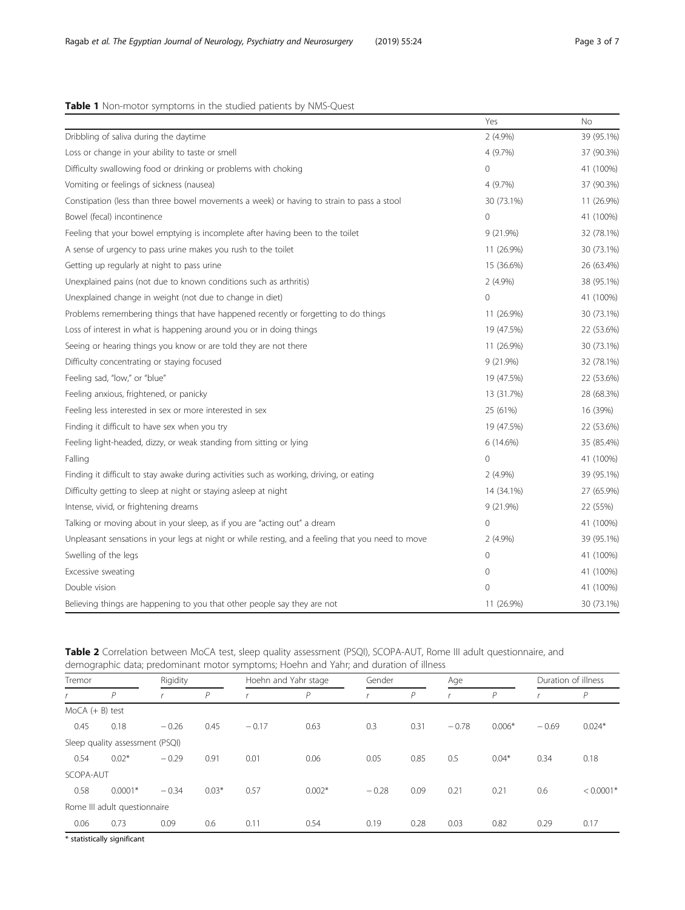**Table 1** Non-motor symptoms in the studied patients by NMS-Quest

| | Yes | No |
|---|---|---|
| Dribbling of saliva during the daytime | 2 (4.9%) | 39 (95.1%) |
| Loss or change in your ability to taste or smell | 4 (9.7%) | 37 (90.3%) |
| Difficulty swallowing food or drinking or problems with choking | 0 | 41 (100%) |
| Vomiting or feelings of sickness (nausea) | 4 (9.7%) | 37 (90.3%) |
| Constipation (less than three bowel movements a week) or having to strain to pass a stool | 30 (73.1%) | 11 (26.9%) |
| Bowel (fecal) incontinence | 0 | 41 (100%) |
| Feeling that your bowel emptying is incomplete after having been to the toilet | 9 (21.9%) | 32 (78.1%) |
| A sense of urgency to pass urine makes you rush to the toilet | 11 (26.9%) | 30 (73.1%) |
| Getting up regularly at night to pass urine | 15 (36.6%) | 26 (63.4%) |
| Unexplained pains (not due to known conditions such as arthritis) | 2 (4.9%) | 38 (95.1%) |
| Unexplained change in weight (not due to change in diet) | 0 | 41 (100%) |
| Problems remembering things that have happened recently or forgetting to do things | 11 (26.9%) | 30 (73.1%) |
| Loss of interest in what is happening around you or in doing things | 19 (47.5%) | 22 (53.6%) |
| Seeing or hearing things you know or are told they are not there | 11 (26.9%) | 30 (73.1%) |
| Difficulty concentrating or staying focused | 9 (21.9%) | 32 (78.1%) |
| Feeling sad, "low," or "blue" | 19 (47.5%) | 22 (53.6%) |
| Feeling anxious, frightened, or panicky | 13 (31.7%) | 28 (68.3%) |
| Feeling less interested in sex or more interested in sex | 25 (61%) | 16 (39%) |
| Finding it difficult to have sex when you try | 19 (47.5%) | 22 (53.6%) |
| Feeling light-headed, dizzy, or weak standing from sitting or lying | 6 (14.6%) | 35 (85.4%) |
| Falling | 0 | 41 (100%) |
| Finding it difficult to stay awake during activities such as working, driving, or eating | 2 (4.9%) | 39 (95.1%) |
| Difficulty getting to sleep at night or staying asleep at night | 14 (34.1%) | 27 (65.9%) |
| Intense, vivid, or frightening dreams | 9 (21.9%) | 22 (55%) |
| Talking or moving about in your sleep, as if you are "acting out" a dream | 0 | 41 (100%) |
| Unpleasant sensations in your legs at night or while resting, and a feeling that you need to move | 2 (4.9%) | 39 (95.1%) |
| Swelling of the legs | 0 | 41 (100%) |
| Excessive sweating | 0 | 41 (100%) |
| Double vision | 0 | 41 (100%) |
| Believing things are happening to you that other people say they are not | 11 (26.9%) | 30 (73.1%) |

**Table 2** Correlation between MoCA test, sleep quality assessment (PSQI), SCOPA-AUT, Rome III adult questionnaire, and demographic data; predominant motor symptoms; Hoehn and Yahr; and duration of illness

| Tremor | | Rigidity | | Hoehn and Yahr stage | | Gender | | Age | | Duration of illness | |
|---|---|---|---|---|---|---|---|---|---|---|---|
| *r* | *P* | *r* | *P* | *r* | *P* | *r* | *P* | *r* | *P* | *r* | *P* |
| MoCA (+ B) test | | | | | | | | | | | |
| 0.45 | 0.18 | − 0.26 | 0.45 | − 0.17 | 0.63 | 0.3 | 0.31 | − 0.78 | 0.006* | − 0.69 | 0.024* |
| Sleep quality assessment (PSQI) | | | | | | | | | | | |
| 0.54 | 0.02* | − 0.29 | 0.91 | 0.01 | 0.06 | 0.05 | 0.85 | 0.5 | 0.04* | 0.34 | 0.18 |
| SCOPA-AUT | | | | | | | | | | | |
| 0.58 | 0.0001* | − 0.34 | 0.03* | 0.57 | 0.002* | − 0.28 | 0.09 | 0.21 | 0.21 | 0.6 | < 0.0001* |
| Rome III adult questionnaire | | | | | | | | | | | |
| 0.06 | 0.73 | 0.09 | 0.6 | 0.11 | 0.54 | 0.19 | 0.28 | 0.03 | 0.82 | 0.29 | 0.17 |

\* statistically significant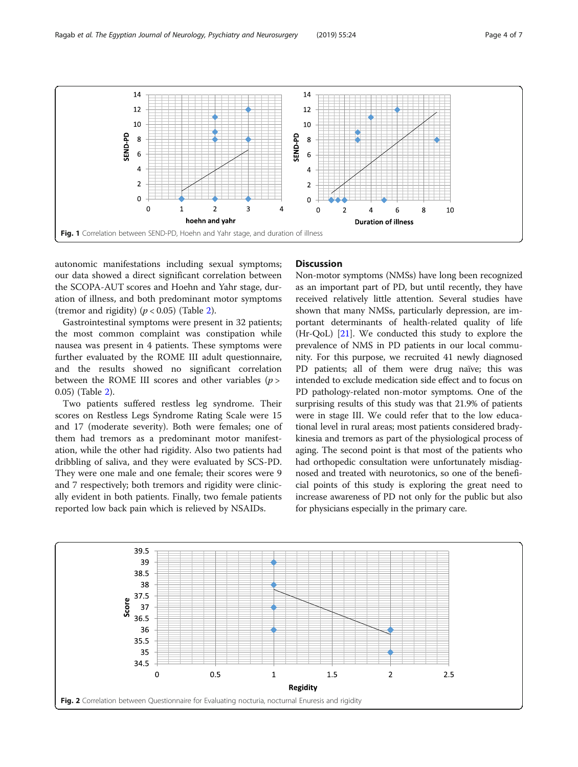Fig. 1 Correlation between SEND-PD, Hoehn and Yahr stage, and duration of illness

autonomic manifestations including sexual symptoms; our data showed a direct significant correlation between the SCOPA-AUT scores and Hoehn and Yahr stage, duration of illness, and both predominant motor symptoms (tremor and rigidity) ($p < 0.05$) (Table 2).

Gastrointestinal symptoms were present in 32 patients; the most common complaint was constipation while nausea was present in 4 patients. These symptoms were further evaluated by the ROME III adult questionnaire, and the results showed no significant correlation between the ROME III scores and other variables ($p > 0.05$) (Table 2).

Two patients suffered restless leg syndrome. Their scores on Restless Legs Syndrome Rating Scale were 15 and 17 (moderate severity). Both were females; one of them had tremors as a predominant motor manifestation, while the other had rigidity. Also two patients had dribbling of saliva, and they were evaluated by SCS-PD. They were one male and one female; their scores were 9 and 7 respectively; both tremors and rigidity were clinically evident in both patients. Finally, two female patients reported low back pain which is relieved by NSAIDs.

## Discussion

Non-motor symptoms (NMSs) have long been recognized as an important part of PD, but until recently, they have received relatively little attention. Several studies have shown that many NMSs, particularly depression, are important determinants of health-related quality of life (Hr-QoL) [21]. We conducted this study to explore the prevalence of NMS in PD patients in our local community. For this purpose, we recruited 41 newly diagnosed PD patients; all of them were drug naïve; this was intended to exclude medication side effect and to focus on PD pathology-related non-motor symptoms. One of the surprising results of this study was that 21.9% of patients were in stage III. We could refer that to the low educational level in rural areas; most patients considered bradykinesia and tremors as part of the physiological process of aging. The second point is that most of the patients who had orthopedic consultation were unfortunately misdiagnosed and treated with neurotonics, so one of the beneficial points of this study is exploring the great need to increase awareness of PD not only for the public but also for physicians especially in the primary care.

Fig. 2 Correlation between Questionnaire for Evaluating nocturia, nocturnal Enuresis and rigidity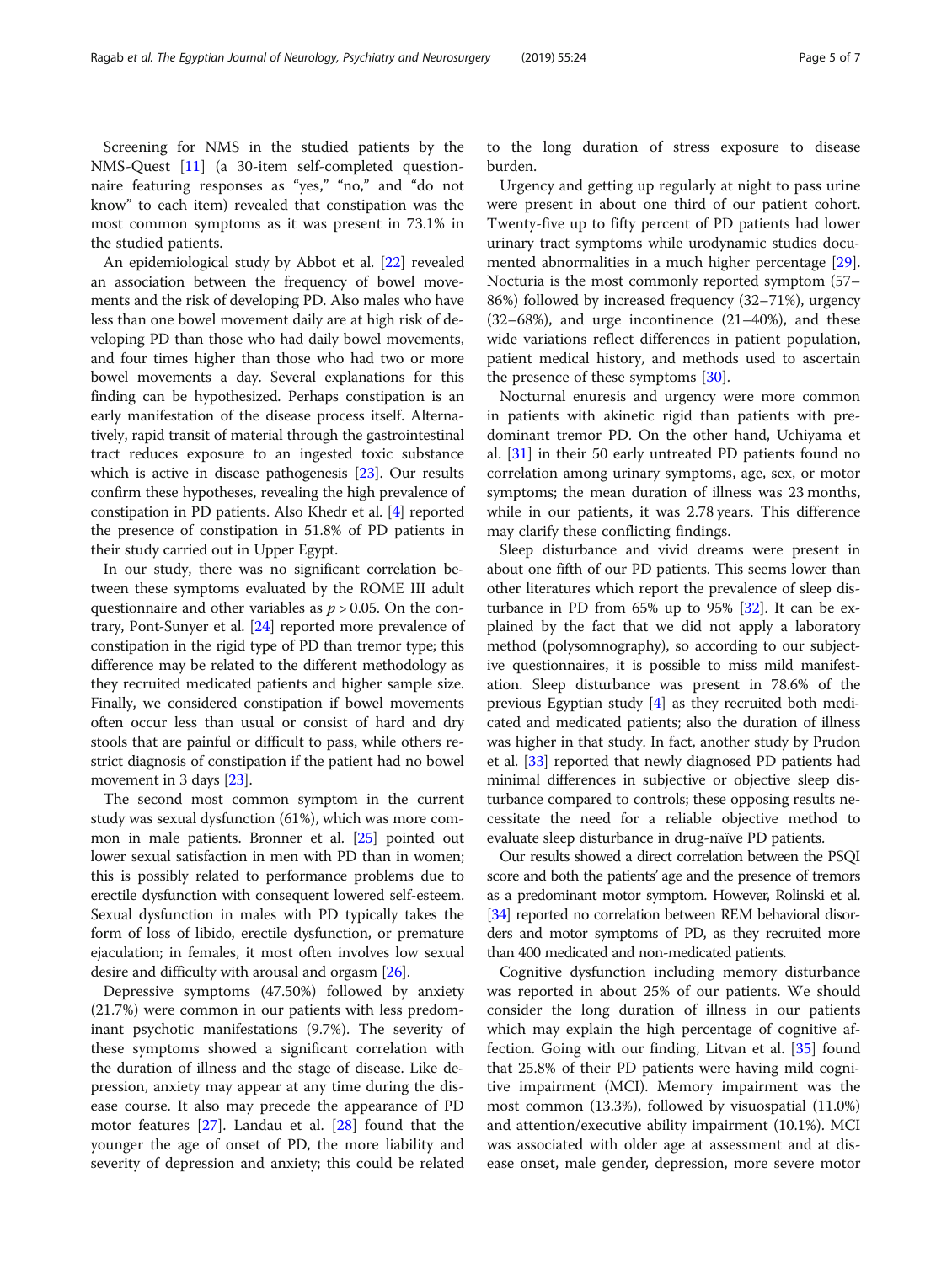Screening for NMS in the studied patients by the NMS-Quest [11] (a 30-item self-completed questionnaire featuring responses as "yes," "no," and "do not know" to each item) revealed that constipation was the most common symptoms as it was present in 73.1% in the studied patients.

An epidemiological study by Abbot et al. [22] revealed an association between the frequency of bowel movements and the risk of developing PD. Also males who have less than one bowel movement daily are at high risk of developing PD than those who had daily bowel movements, and four times higher than those who had two or more bowel movements a day. Several explanations for this finding can be hypothesized. Perhaps constipation is an early manifestation of the disease process itself. Alternatively, rapid transit of material through the gastrointestinal tract reduces exposure to an ingested toxic substance which is active in disease pathogenesis [23]. Our results confirm these hypotheses, revealing the high prevalence of constipation in PD patients. Also Khedr et al. [4] reported the presence of constipation in 51.8% of PD patients in their study carried out in Upper Egypt.

In our study, there was no significant correlation between these symptoms evaluated by the ROME III adult questionnaire and other variables as $p > 0.05$. On the contrary, Pont-Sunyer et al. [24] reported more prevalence of constipation in the rigid type of PD than tremor type; this difference may be related to the different methodology as they recruited medicated patients and higher sample size. Finally, we considered constipation if bowel movements often occur less than usual or consist of hard and dry stools that are painful or difficult to pass, while others restrict diagnosis of constipation if the patient had no bowel movement in 3 days [23].

The second most common symptom in the current study was sexual dysfunction (61%), which was more common in male patients. Bronner et al. [25] pointed out lower sexual satisfaction in men with PD than in women; this is possibly related to performance problems due to erectile dysfunction with consequent lowered self-esteem. Sexual dysfunction in males with PD typically takes the form of loss of libido, erectile dysfunction, or premature ejaculation; in females, it most often involves low sexual desire and difficulty with arousal and orgasm [26].

Depressive symptoms (47.50%) followed by anxiety (21.7%) were common in our patients with less predominant psychotic manifestations (9.7%). The severity of these symptoms showed a significant correlation with the duration of illness and the stage of disease. Like depression, anxiety may appear at any time during the disease course. It also may precede the appearance of PD motor features [27]. Landau et al. [28] found that the younger the age of onset of PD, the more liability and severity of depression and anxiety; this could be related to the long duration of stress exposure to disease burden.

Urgency and getting up regularly at night to pass urine were present in about one third of our patient cohort. Twenty-five up to fifty percent of PD patients had lower urinary tract symptoms while urodynamic studies documented abnormalities in a much higher percentage [29]. Nocturia is the most commonly reported symptom (57–86%) followed by increased frequency (32–71%), urgency (32–68%), and urge incontinence (21–40%), and these wide variations reflect differences in patient population, patient medical history, and methods used to ascertain the presence of these symptoms [30].

Nocturnal enuresis and urgency were more common in patients with akinetic rigid than patients with predominant tremor PD. On the other hand, Uchiyama et al. [31] in their 50 early untreated PD patients found no correlation among urinary symptoms, age, sex, or motor symptoms; the mean duration of illness was 23 months, while in our patients, it was 2.78 years. This difference may clarify these conflicting findings.

Sleep disturbance and vivid dreams were present in about one fifth of our PD patients. This seems lower than other literatures which report the prevalence of sleep disturbance in PD from 65% up to 95% [32]. It can be explained by the fact that we did not apply a laboratory method (polysomnography), so according to our subjective questionnaires, it is possible to miss mild manifestation. Sleep disturbance was present in 78.6% of the previous Egyptian study [4] as they recruited both medicated and medicated patients; also the duration of illness was higher in that study. In fact, another study by Prudon et al. [33] reported that newly diagnosed PD patients had minimal differences in subjective or objective sleep disturbance compared to controls; these opposing results necessitate the need for a reliable objective method to evaluate sleep disturbance in drug-naïve PD patients.

Our results showed a direct correlation between the PSQI score and both the patients' age and the presence of tremors as a predominant motor symptom. However, Rolinski et al. [34] reported no correlation between REM behavioral disorders and motor symptoms of PD, as they recruited more than 400 medicated and non-medicated patients.

Cognitive dysfunction including memory disturbance was reported in about 25% of our patients. We should consider the long duration of illness in our patients which may explain the high percentage of cognitive affection. Going with our finding, Litvan et al. [35] found that 25.8% of their PD patients were having mild cognitive impairment (MCI). Memory impairment was the most common (13.3%), followed by visuospatial (11.0%) and attention/executive ability impairment (10.1%). MCI was associated with older age at assessment and at disease onset, male gender, depression, more severe motor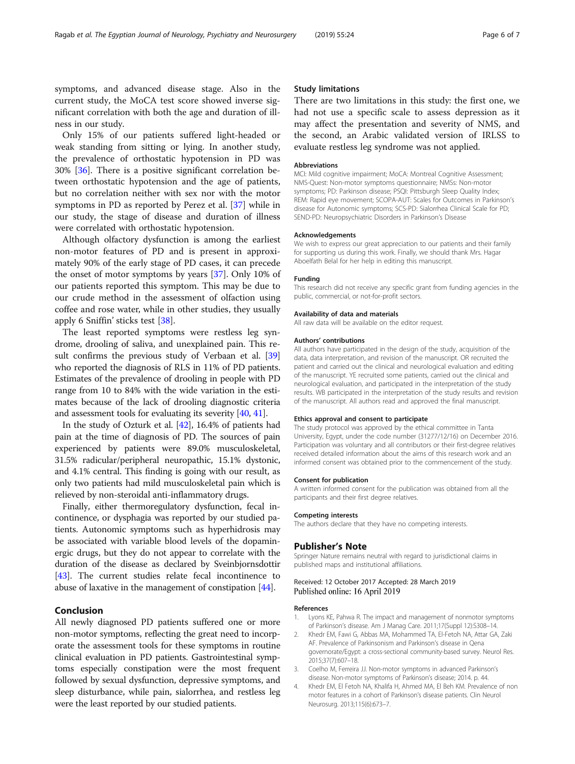symptoms, and advanced disease stage. Also in the current study, the MoCA test score showed inverse significant correlation with both the age and duration of illness in our study.

Only 15% of our patients suffered light-headed or weak standing from sitting or lying. In another study, the prevalence of orthostatic hypotension in PD was 30% [36]. There is a positive significant correlation between orthostatic hypotension and the age of patients, but no correlation neither with sex nor with the motor symptoms in PD as reported by Perez et al. [37] while in our study, the stage of disease and duration of illness were correlated with orthostatic hypotension.

Although olfactory dysfunction is among the earliest non-motor features of PD and is present in approximately 90% of the early stage of PD cases, it can precede the onset of motor symptoms by years [37]. Only 10% of our patients reported this symptom. This may be due to our crude method in the assessment of olfaction using coffee and rose water, while in other studies, they usually apply 6 Sniffin' sticks test [38].

The least reported symptoms were restless leg syndrome, drooling of saliva, and unexplained pain. This result confirms the previous study of Verbaan et al. [39] who reported the diagnosis of RLS in 11% of PD patients. Estimates of the prevalence of drooling in people with PD range from 10 to 84% with the wide variation in the estimates because of the lack of drooling diagnostic criteria and assessment tools for evaluating its severity [40, 41].

In the study of Ozturk et al. [42], 16.4% of patients had pain at the time of diagnosis of PD. The sources of pain experienced by patients were 89.0% musculoskeletal, 31.5% radicular/peripheral neuropathic, 15.1% dystonic, and 4.1% central. This finding is going with our result, as only two patients had mild musculoskeletal pain which is relieved by non-steroidal anti-inflammatory drugs.

Finally, either thermoregulatory dysfunction, fecal incontinence, or dysphagia was reported by our studied patients. Autonomic symptoms such as hyperhidrosis may be associated with variable blood levels of the dopaminergic drugs, but they do not appear to correlate with the duration of the disease as declared by Sveinbjornsdottir [43]. The current studies relate fecal incontinence to abuse of laxative in the management of constipation [44].

## Conclusion

All newly diagnosed PD patients suffered one or more non-motor symptoms, reflecting the great need to incorporate the assessment tools for these symptoms in routine clinical evaluation in PD patients. Gastrointestinal symptoms especially constipation were the most frequent followed by sexual dysfunction, depressive symptoms, and sleep disturbance, while pain, sialorrhea, and restless leg were the least reported by our studied patients.

### Study limitations

There are two limitations in this study: the first one, we had not use a specific scale to assess depression as it may affect the presentation and severity of NMS, and the second, an Arabic validated version of IRLSS to evaluate restless leg syndrome was not applied.

#### Abbreviations

MCI: Mild cognitive impairment; MoCA: Montreal Cognitive Assessment; NMS-Quest: Non-motor symptoms questionnaire; NMSs: Non-motor symptoms; PD: Parkinson disease; PSQI: Pittsburgh Sleep Quality Index; REM: Rapid eye movement; SCOPA-AUT: Scales for Outcomes in Parkinson's disease for Autonomic symptoms; SCS-PD: Sialorrhea Clinical Scale for PD; SEND-PD: Neuropsychiatric Disorders in Parkinson's Disease

#### Acknowledgements

We wish to express our great appreciation to our patients and their family for supporting us during this work. Finally, we should thank Mrs. Hagar Aboelfath Belal for her help in editing this manuscript.

#### Funding

This research did not receive any specific grant from funding agencies in the public, commercial, or not-for-profit sectors.

#### Availability of data and materials

All raw data will be available on the editor request.

#### Authors' contributions

All authors have participated in the design of the study, acquisition of the data, data interpretation, and revision of the manuscript. OR recruited the patient and carried out the clinical and neurological evaluation and editing of the manuscript. YE recruited some patients, carried out the clinical and neurological evaluation, and participated in the interpretation of the study results. WB participated in the interpretation of the study results and revision of the manuscript. All authors read and approved the final manuscript.

#### Ethics approval and consent to participate

The study protocol was approved by the ethical committee in Tanta University, Egypt, under the code number (31277/12/16) on December 2016. Participation was voluntary and all contributors or their first-degree relatives received detailed information about the aims of this research work and an informed consent was obtained prior to the commencement of the study.

#### Consent for publication

A written informed consent for the publication was obtained from all the participants and their first degree relatives.

#### Competing interests

The authors declare that they have no competing interests.

## Publisher's Note

Springer Nature remains neutral with regard to jurisdictional claims in published maps and institutional affiliations.

Received: 12 October 2017 Accepted: 28 March 2019
Published online: 16 April 2019

#### References

1. Lyons KE, Pahwa R. The impact and management of nonmotor symptoms of Parkinson's disease. Am J Manag Care. 2011;17(Suppl 12):S308–14.
2. Khedr EM, Fawi G, Abbas MA, Mohammed TA, El-Fetoh NA, Attar GA, Zaki AF. Prevalence of Parkinsonism and Parkinson's disease in Qena governorate/Egypt: a cross-sectional community-based survey. Neurol Res. 2015;37(7):607–18.
3. Coelho M, Ferreira JJ. Non-motor symptoms in advanced Parkinson's disease. Non-motor symptoms of Parkinson's disease; 2014. p. 44.
4. Khedr EM, El Fetoh NA, Khalifa H, Ahmed MA, El Beh KM. Prevalence of non motor features in a cohort of Parkinson's disease patients. Clin Neurol Neurosurg. 2013;115(6):673–7.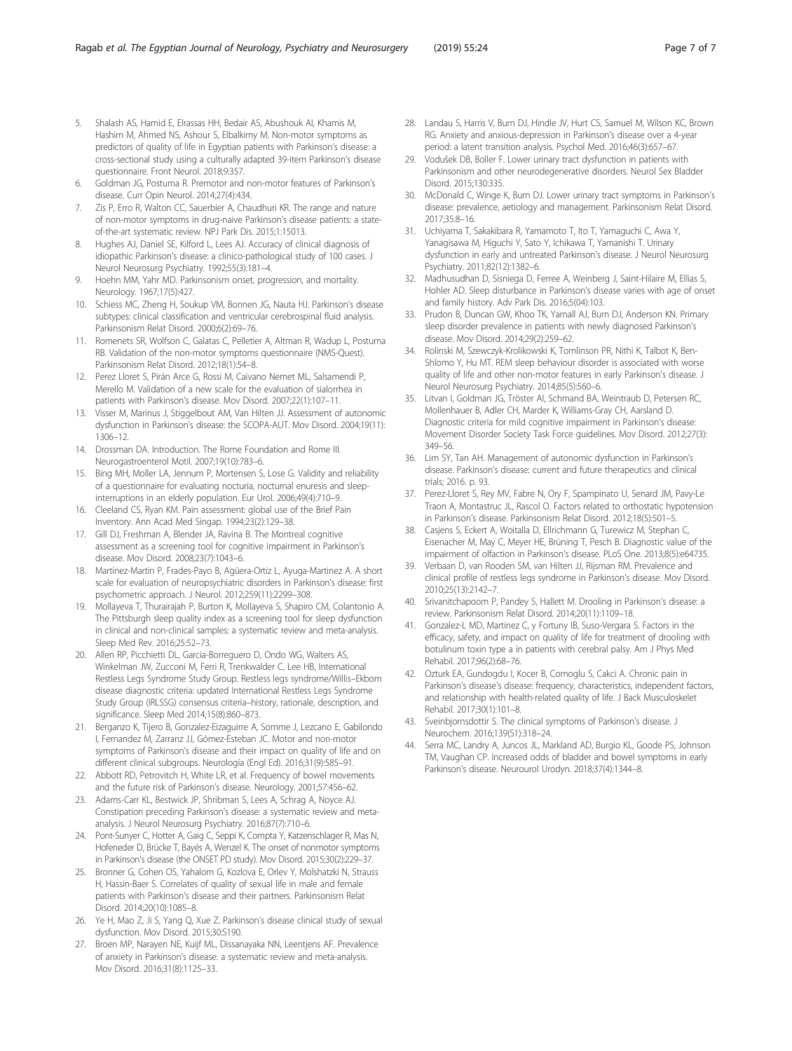5. Shalash AS, Hamid E, Elrassas HH, Bedair AS, Abushouk AI, Khamis M, Hashim M, Ahmed NS, Ashour S, Elbalkimy M. Non-motor symptoms as predictors of quality of life in Egyptian patients with Parkinson's disease: a cross-sectional study using a culturally adapted 39-item Parkinson's disease questionnaire. Front Neurol. 2018;9:357.
6. Goldman JG, Postuma R. Premotor and non-motor features of Parkinson's disease. Curr Opin Neurol. 2014;27(4):434.
7. Zis P, Erro R, Walton CC, Sauerbier A, Chaudhuri KR. The range and nature of non-motor symptoms in drug-naive Parkinson's disease patients: a state-of-the-art systematic review. NPJ Park Dis. 2015;1:15013.
8. Hughes AJ, Daniel SE, Kilford L, Lees AJ. Accuracy of clinical diagnosis of idiopathic Parkinson's disease: a clinico-pathological study of 100 cases. J Neurol Neurosurg Psychiatry. 1992;55(3):181–4.
9. Hoehn MM, Yahr MD. Parkinsonism onset, progression, and mortality. Neurology. 1967;17(5):427.
10. Schiess MC, Zheng H, Soukup VM, Bonnen JG, Nauta HJ. Parkinson's disease subtypes: clinical classification and ventricular cerebrospinal fluid analysis. Parkinsonism Relat Disord. 2000;6(2):69–76.
11. Romenets SR, Wolfson C, Galatas C, Pelletier A, Altman R, Wadup L, Postuma RB. Validation of the non-motor symptoms questionnaire (NMS-Quest). Parkinsonism Relat Disord. 2012;18(1):54–8.
12. Perez Lloret S, Pirán Arce G, Rossi M, Caivano Nemet ML, Salsamendi P, Merello M. Validation of a new scale for the evaluation of sialorrhea in patients with Parkinson's disease. Mov Disord. 2007;22(1):107–11.
13. Visser M, Marinus J, Stiggelbout AM, Van Hilten JJ. Assessment of autonomic dysfunction in Parkinson's disease: the SCOPA-AUT. Mov Disord. 2004;19(11):1306–12.
14. Drossman DA. Introduction. The Rome Foundation and Rome III. Neurogastroenterol Motil. 2007;19(10):783–6.
15. Bing MH, Moller LA, Jennum P, Mortensen S, Lose G. Validity and reliability of a questionnaire for evaluating nocturia, nocturnal enuresis and sleep-interruptions in an elderly population. Eur Urol. 2006;49(4):710–9.
16. Cleeland CS, Ryan KM. Pain assessment: global use of the Brief Pain Inventory. Ann Acad Med Singap. 1994;23(2):129–38.
17. Gill DJ, Freshman A, Blender JA, Ravina B. The Montreal cognitive assessment as a screening tool for cognitive impairment in Parkinson's disease. Mov Disord. 2008;23(7):1043–6.
18. Martinez-Martin P, Frades-Payo B, Agüera-Ortiz L, Ayuga-Martinez A. A short scale for evaluation of neuropsychiatric disorders in Parkinson's disease: first psychometric approach. J Neurol. 2012;259(11):2299–308.
19. Mollayeva T, Thurairajah P, Burton K, Mollayeva S, Shapiro CM, Colantonio A. The Pittsburgh sleep quality index as a screening tool for sleep dysfunction in clinical and non-clinical samples: a systematic review and meta-analysis. Sleep Med Rev. 2016;25:52–73.
20. Allen RP, Picchietti DL, Garcia-Borreguero D, Ondo WG, Walters AS, Winkelman JW, Zucconi M, Ferri R, Trenkwalder C, Lee HB, International Restless Legs Syndrome Study Group. Restless legs syndrome/Willis–Ekbom disease diagnostic criteria: updated International Restless Legs Syndrome Study Group (IRLSSG) consensus criteria–history, rationale, description, and significance. Sleep Med 2014;15(8):860–873.
21. Berganzo K, Tijero B, Gonzalez-Eizaguirre A, Somme J, Lezcano E, Gabilondo I, Fernandez M, Zarranz JJ, Gómez-Esteban JC. Motor and non-motor symptoms of Parkinson's disease and their impact on quality of life and on different clinical subgroups. Neurología (Engl Ed). 2016;31(9):585–91.
22. Abbott RD, Petrovitch H, White LR, et al. Frequency of bowel movements and the future risk of Parkinson's disease. Neurology. 2001;57:456–62.
23. Adams-Carr KL, Bestwick JP, Shribman S, Lees A, Schrag A, Noyce AJ. Constipation preceding Parkinson's disease: a systematic review and meta-analysis. J Neurol Neurosurg Psychiatry. 2016;87(7):710–6.
24. Pont-Sunyer C, Hotter A, Gaig C, Seppi K, Compta Y, Katzenschlager R, Mas N, Hofeneder D, Brücke T, Bayés A, Wenzel K. The onset of nonmotor symptoms in Parkinson's disease (the ONSET PD study). Mov Disord. 2015;30(2):229–37.
25. Bronner G, Cohen OS, Yahalom G, Kozlova E, Orlev Y, Molshatzki N, Strauss H, Hassin-Baer S. Correlates of quality of sexual life in male and female patients with Parkinson's disease and their partners. Parkinsonism Relat Disord. 2014;20(10):1085–8.
26. Ye H, Mao Z, Ji S, Yang Q, Xue Z. Parkinson's disease clinical study of sexual dysfunction. Mov Disord. 2015;30:S190.
27. Broen MP, Narayen NE, Kuijf ML, Dissanayaka NN, Leentjens AF. Prevalence of anxiety in Parkinson's disease: a systematic review and meta-analysis. Mov Disord. 2016;31(8):1125–33.
28. Landau S, Harris V, Burn DJ, Hindle JV, Hurt CS, Samuel M, Wilson KC, Brown RG. Anxiety and anxious-depression in Parkinson's disease over a 4-year period: a latent transition analysis. Psychol Med. 2016;46(3):657–67.
29. Vodušek DB, Boller F. Lower urinary tract dysfunction in patients with Parkinsonism and other neurodegenerative disorders. Neurol Sex Bladder Disord. 2015;130:335.
30. McDonald C, Winge K, Burn DJ. Lower urinary tract symptoms in Parkinson's disease: prevalence, aetiology and management. Parkinsonism Relat Disord. 2017;35:8–16.
31. Uchiyama T, Sakakibara R, Yamamoto T, Ito T, Yamaguchi C, Awa Y, Yanagisawa M, Higuchi Y, Sato Y, Ichikawa T, Yamanishi T. Urinary dysfunction in early and untreated Parkinson's disease. J Neurol Neurosurg Psychiatry. 2011;82(12):1382–6.
32. Madhusudhan D, Sisniega D, Ferree A, Weinberg J, Saint-Hilaire M, Ellias S, Hohler AD. Sleep disturbance in Parkinson's disease varies with age of onset and family history. Adv Park Dis. 2016;5(04):103.
33. Prudon B, Duncan GW, Khoo TK, Yarnall AJ, Burn DJ, Anderson KN. Primary sleep disorder prevalence in patients with newly diagnosed Parkinson's disease. Mov Disord. 2014;29(2):259–62.
34. Rolinski M, Szewczyk-Krolikowski K, Tomlinson PR, Nithi K, Talbot K, Ben-Shlomo Y, Hu MT. REM sleep behaviour disorder is associated with worse quality of life and other non-motor features in early Parkinson's disease. J Neurol Neurosurg Psychiatry. 2014;85(5):560–6.
35. Litvan I, Goldman JG, Tröster AI, Schmand BA, Weintraub D, Petersen RC, Mollenhauer B, Adler CH, Marder K, Williams-Gray CH, Aarsland D. Diagnostic criteria for mild cognitive impairment in Parkinson's disease: Movement Disorder Society Task Force guidelines. Mov Disord. 2012;27(3):349–56.
36. Lim SY, Tan AH. Management of autonomic dysfunction in Parkinson's disease. Parkinson's disease: current and future therapeutics and clinical trials; 2016. p. 93.
37. Perez-Lloret S, Rey MV, Fabre N, Ory F, Spampinato U, Senard JM, Pavy-Le Traon A, Montastruc JL, Rascol O. Factors related to orthostatic hypotension in Parkinson's disease. Parkinsonism Relat Disord. 2012;18(5):501–5.
38. Casjens S, Eckert A, Woitalla D, Ellrichmann G, Turewicz M, Stephan C, Eisenacher M, May C, Meyer HE, Brüning T, Pesch B. Diagnostic value of the impairment of olfaction in Parkinson's disease. PLoS One. 2013;8(5):e64735.
39. Verbaan D, van Rooden SM, van Hilten JJ, Rijsman RM. Prevalence and clinical profile of restless legs syndrome in Parkinson's disease. Mov Disord. 2010;25(13):2142–7.
40. Srivanitchapoom P, Pandey S, Hallett M. Drooling in Parkinson's disease: a review. Parkinsonism Relat Disord. 2014;20(11):1109–18.
41. Gonzalez-L MD, Martinez C, y Fortuny IB, Suso-Vergara S. Factors in the efficacy, safety, and impact on quality of life for treatment of drooling with botulinum toxin type a in patients with cerebral palsy. Am J Phys Med Rehabil. 2017;96(2):68–76.
42. Ozturk EA, Gundogdu I, Kocer B, Comoglu S, Cakci A. Chronic pain in Parkinson's disease's disease: frequency, characteristics, independent factors, and relationship with health-related quality of life. J Back Musculoskelet Rehabil. 2017;30(1):101–8.
43. Sveinbjornsdottir S. The clinical symptoms of Parkinson's disease. J Neurochem. 2016;139(S1):318–24.
44. Serra MC, Landry A, Juncos JL, Markland AD, Burgio KL, Goode PS, Johnson TM, Vaughan CP. Increased odds of bladder and bowel symptoms in early Parkinson's disease. Neurourol Urodyn. 2018;37(4):1344–8.